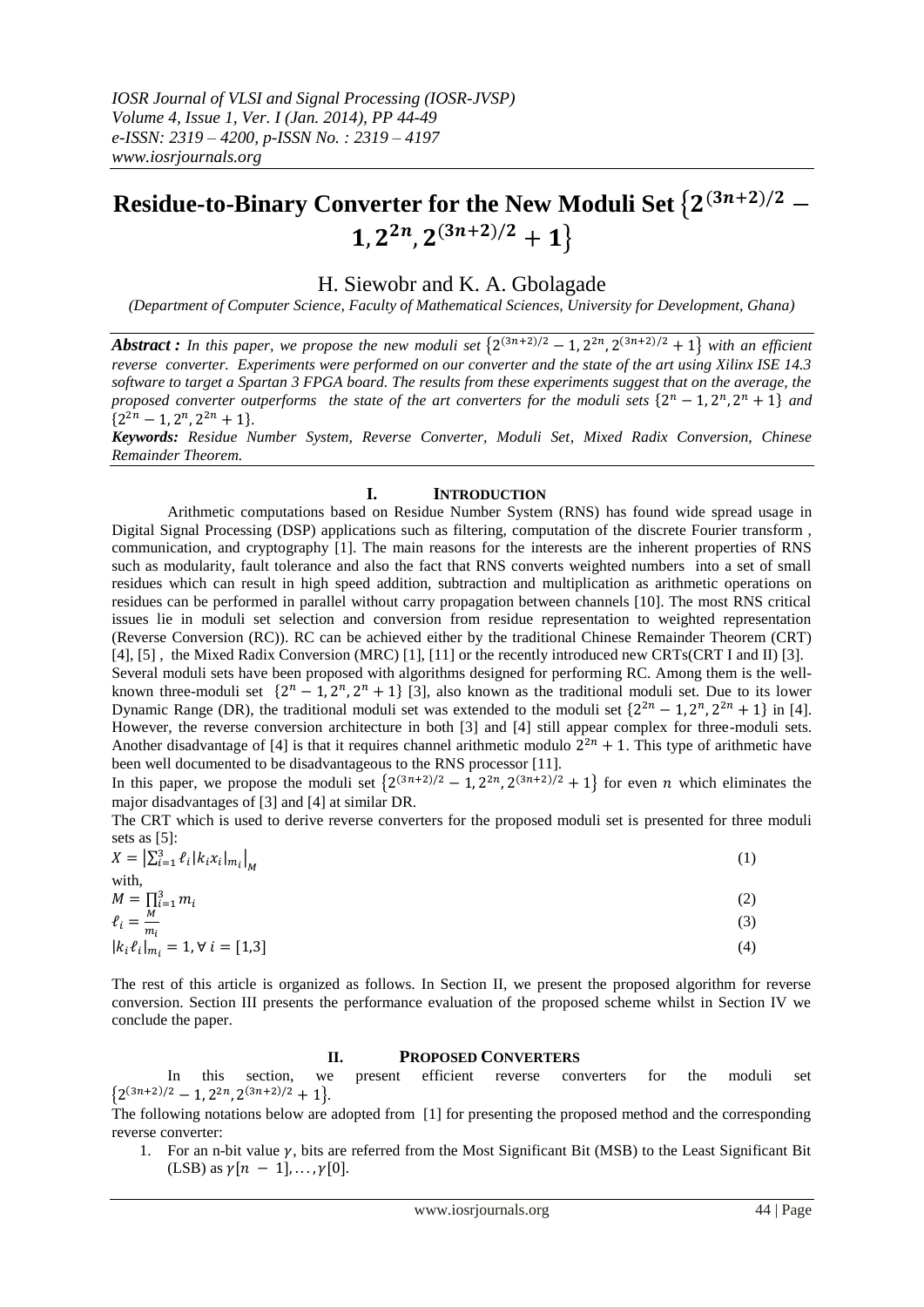// Fine (Proposed Converters)
# Residue-to-Binary Converter for the New Moduli Set $\{2^{(3n+2)/2} - 1, 2^{2n}, 2^{(3n+2)/2} + 1\}$

H. Siewobr and K. A. Gbolagade

*(Department of Computer Science, Faculty of Mathematical Sciences, University for Development, Ghana)*

***Abstract :*** *In this paper, we propose the new moduli set $\{2^{(3n+2)/2} - 1, 2^{2n}, 2^{(3n+2)/2} + 1\}$ with an efficient reverse converter. Experiments were performed on our converter and the state of the art using Xilinx ISE 14.3 software to target a Spartan 3 FPGA board. The results from these experiments suggest that on the average, the proposed converter outperforms the state of the art converters for the moduli sets $\{2^n - 1, 2^n, 2^n + 1\}$ and $\{2^{2n} - 1, 2^n, 2^{2n} + 1\}$.*

***Keywords:*** *Residue Number System, Reverse Converter, Moduli Set, Mixed Radix Conversion, Chinese Remainder Theorem.*

## I. Introduction

Arithmetic computations based on Residue Number System (RNS) has found wide spread usage in Digital Signal Processing (DSP) applications such as filtering, computation of the discrete Fourier transform , communication, and cryptography [1]. The main reasons for the interests are the inherent properties of RNS such as modularity, fault tolerance and also the fact that RNS converts weighted numbers into a set of small residues which can result in high speed addition, subtraction and multiplication as arithmetic operations on residues can be performed in parallel without carry propagation between channels [10]. The most RNS critical issues lie in moduli set selection and conversion from residue representation to weighted representation (Reverse Conversion (RC)). RC can be achieved either by the traditional Chinese Remainder Theorem (CRT) [4], [5] , the Mixed Radix Conversion (MRC) [1], [11] or the recently introduced new CRTs(CRT I and II) [3].

Several moduli sets have been proposed with algorithms designed for performing RC. Among them is the well-known three-moduli set $\{2^n - 1, 2^n, 2^n + 1\}$ [3], also known as the traditional moduli set. Due to its lower Dynamic Range (DR), the traditional moduli set was extended to the moduli set $\{2^{2n} - 1, 2^n, 2^{2n} + 1\}$ in [4]. However, the reverse conversion architecture in both [3] and [4] still appear complex for three-moduli sets. Another disadvantage of [4] is that it requires channel arithmetic modulo $2^{2n} + 1$. This type of arithmetic have been well documented to be disadvantageous to the RNS processor [11].

In this paper, we propose the moduli set $\{2^{(3n+2)/2} - 1, 2^{2n}, 2^{(3n+2)/2} + 1\}$ for even $n$ which eliminates the major disadvantages of [3] and [4] at similar DR.

The CRT which is used to derive reverse converters for the proposed moduli set is presented for three moduli sets as [5]:

$$X = \left|\sum_{i=1}^{3} \ell_i |k_i x_i|_{m_i}\right|_M \tag{1}$$

with,

$$M = \prod_{i=1}^{3} m_i \tag{2}$$

$$\ell_i = \frac{M}{m_i} \tag{3}$$

$$|k_i \ell_i|_{m_i} = 1, \forall\ i = [1,3] \tag{4}$$

The rest of this article is organized as follows. In Section II, we present the proposed algorithm for reverse conversion. Section III presents the performance evaluation of the proposed scheme whilst in Section IV we conclude the paper.

## II. Proposed Converters

In this section, we present efficient reverse converters for the moduli set $\{2^{(3n+2)/2} - 1, 2^{2n}, 2^{(3n+2)/2} + 1\}$.

The following notations below are adopted from [1] for presenting the proposed method and the corresponding reverse converter:

1. For an n-bit value $\gamma$, bits are referred from the Most Significant Bit (MSB) to the Least Significant Bit (LSB) as $\gamma[n-1], \ldots, \gamma[0]$.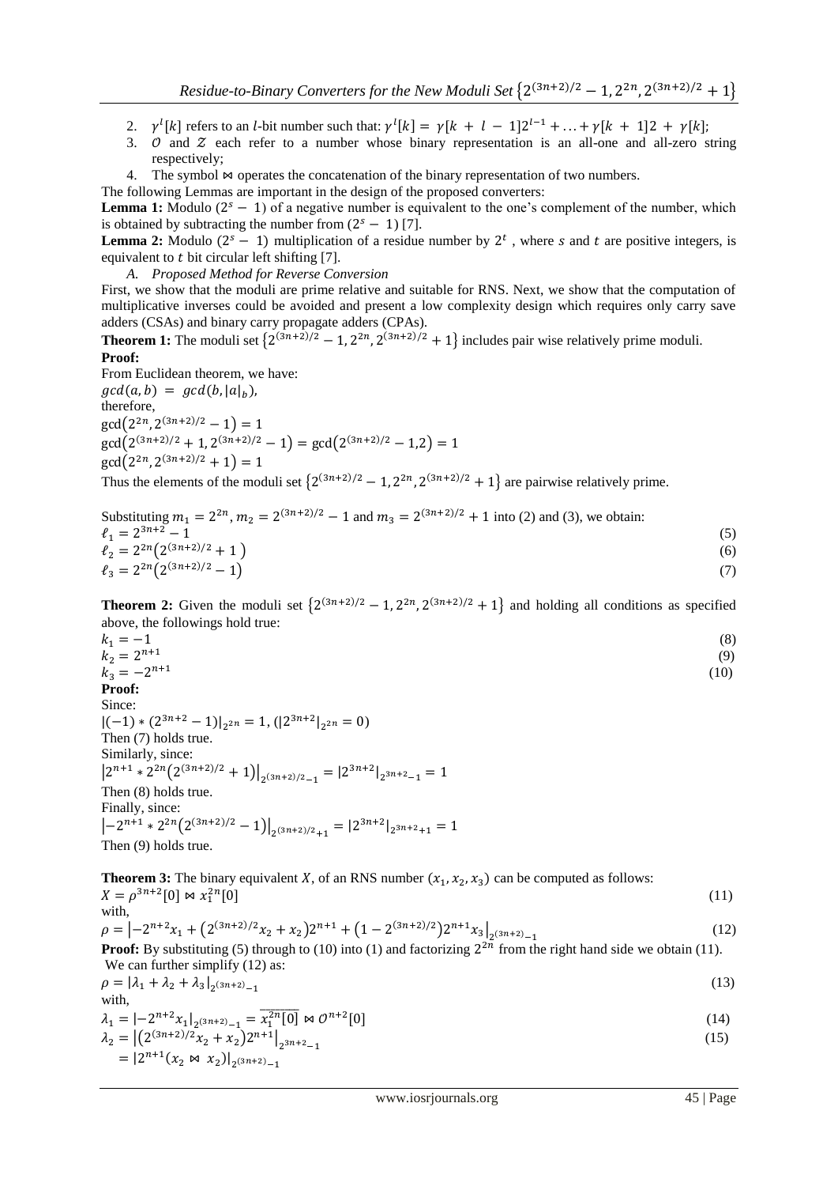2. $\gamma^l[k]$ refers to an $l$-bit number such that: $\gamma^l[k] = \gamma[k + l - 1]2^{l-1} + \ldots + \gamma[k + 1]2 + \gamma[k]$;
3. $\mathcal{O}$ and $\mathcal{Z}$ each refer to a number whose binary representation is an all-one and all-zero string respectively;
4. The symbol $\bowtie$ operates the concatenation of the binary representation of two numbers.

The following Lemmas are important in the design of the proposed converters:

**Lemma 1:** Modulo $(2^s - 1)$ of a negative number is equivalent to the one's complement of the number, which is obtained by subtracting the number from $(2^s - 1)$ [7].

**Lemma 2:** Modulo $(2^s - 1)$ multiplication of a residue number by $2^t$ , where $s$ and $t$ are positive integers, is equivalent to $t$ bit circular left shifting [7].

*A. Proposed Method for Reverse Conversion*

First, we show that the moduli are prime relative and suitable for RNS. Next, we show that the computation of multiplicative inverses could be avoided and present a low complexity design which requires only carry save adders (CSAs) and binary carry propagate adders (CPAs).

**Theorem 1:** The moduli set $\{2^{(3n+2)/2} - 1, 2^{2n}, 2^{(3n+2)/2} + 1\}$ includes pair wise relatively prime moduli.

**Proof:**

From Euclidean theorem, we have:

$gcd(a,b) = gcd(b, |a|_b)$,

therefore,

$\gcd(2^{2n}, 2^{(3n+2)/2} - 1) = 1$

$\gcd(2^{(3n+2)/2} + 1, 2^{(3n+2)/2} - 1) = \gcd(2^{(3n+2)/2} - 1, 2) = 1$

$\gcd(2^{2n}, 2^{(3n+2)/2} + 1) = 1$

Thus the elements of the moduli set $\{2^{(3n+2)/2} - 1, 2^{2n}, 2^{(3n+2)/2} + 1\}$ are pairwise relatively prime.

Substituting $m_1 = 2^{2n}$, $m_2 = 2^{(3n+2)/2} - 1$ and $m_3 = 2^{(3n+2)/2} + 1$ into (2) and (3), we obtain:

$$\ell_1 = 2^{3n+2} - 1 \tag{5}$$

$$\ell_2 = 2^{2n}(2^{(3n+2)/2} + 1) \tag{6}$$

$$\ell_3 = 2^{2n}(2^{(3n+2)/2} - 1) \tag{7}$$

**Theorem 2:** Given the moduli set $\{2^{(3n+2)/2} - 1, 2^{2n}, 2^{(3n+2)/2} + 1\}$ and holding all conditions as specified above, the followings hold true:

$$k_1 = -1 \tag{8}$$

$$k_2 = 2^{n+1} \tag{9}$$

$$k_3 = -2^{n+1} \tag{10}$$

**Proof:**

Since:

$|(-1) * (2^{3n+2} - 1)|_{2^{2n}} = 1, (|2^{3n+2}|_{2^{2n}} = 0)$

Then (7) holds true.

Similarly, since:

$|2^{n+1} * 2^{2n}(2^{(3n+2)/2} + 1)|_{2^{(3n+2)/2}-1} = |2^{3n+2}|_{2^{3n+2}-1} = 1$

Then (8) holds true.

Finally, since:

$|-2^{n+1} * 2^{2n}(2^{(3n+2)/2} - 1)|_{2^{(3n+2)/2}+1} = |2^{3n+2}|_{2^{3n+2}+1} = 1$

Then (9) holds true.

**Theorem 3:** The binary equivalent $X$, of an RNS number $(x_1, x_2, x_3)$ can be computed as follows:

$$X = \rho^{3n+2}[0] \bowtie x_1^{2n}[0] \tag{11}$$

with,

$$\rho = \left|-2^{n+2}x_1 + (2^{(3n+2)/2}x_2 + x_2)2^{n+1} + (1 - 2^{(3n+2)/2})2^{n+1}x_3\right|_{2^{(3n+2)}-1} \tag{12}$$

**Proof:** By substituting (5) through to (10) into (1) and factorizing $2^{2n}$ from the right hand side we obtain (11).

We can further simplify (12) as:

$$\rho = |\lambda_1 + \lambda_2 + \lambda_3|_{2^{(3n+2)}-1} \tag{13}$$

with,

$$\lambda_1 = |-2^{n+2}x_1|_{2^{(3n+2)}-1} = \overline{x_1^{2n}[0]} \bowtie \mathcal{O}^{n+2}[0] \tag{14}$$

$$\lambda_2 = \left|(2^{(3n+2)/2}x_2 + x_2)2^{n+1}\right|_{2^{3n+2}-1} \tag{15}$$

$$= |2^{n+1}(x_2 \bowtie x_2)|_{2^{(3n+2)}-1}$$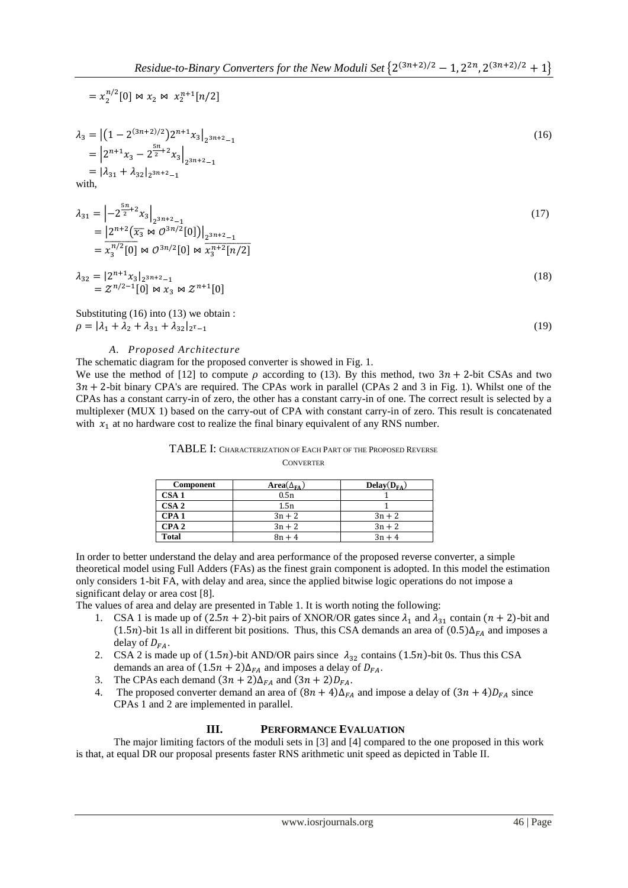$$= x_2^{n/2}[0] \bowtie x_2 \bowtie x_2^{n+1}[n/2]$$

$$\begin{aligned}
\lambda_3 &= \left|(1 - 2^{(3n+2)/2})2^{n+1}x_3\right|_{2^{3n+2}-1} \\
&= \left|2^{n+1}x_3 - 2^{\frac{5n}{2}+2}x_3\right|_{2^{3n+2}-1} \\
&= \left|\lambda_{31} + \lambda_{32}\right|_{2^{3n+2}-1}
\end{aligned} \tag{16}$$

with,

$$\begin{aligned}
\lambda_{31} &= \left|-2^{\frac{5n}{2}+2}x_3\right|_{2^{3n+2}-1} \\
&= \left|2^{n+2}(\overline{x_3} \bowtie \mathcal{O}^{3n/2}[0])\right|_{2^{3n+2}-1} \\
&= \overline{x_3^{n/2}[0]} \bowtie \mathcal{O}^{3n/2}[0] \bowtie \overline{x_3^{n+2}[n/2]}
\end{aligned} \tag{17}$$

$$\begin{aligned}
\lambda_{32} &= \left|2^{n+1}x_3\right|_{2^{3n+2}-1} \\
&= \mathcal{Z}^{n/2-1}[0] \bowtie x_3 \bowtie \mathcal{Z}^{n+1}[0]
\end{aligned} \tag{18}$$

Substituting (16) into (13) we obtain :

$$\rho = \left|\lambda_1 + \lambda_2 + \lambda_{31} + \lambda_{32}\right|_{2^{\tau}-1} \tag{19}$$

### *A. Proposed Architecture*

The schematic diagram for the proposed converter is showed in Fig. 1.

We use the method of [12] to compute $\rho$ according to (13). By this method, two $3n + 2$-bit CSAs and two $3n + 2$-bit binary CPA's are required. The CPAs work in parallel (CPAs 2 and 3 in Fig. 1). Whilst one of the CPAs has a constant carry-in of zero, the other has a constant carry-in of one. The correct result is selected by a multiplexer (MUX 1) based on the carry-out of CPA with constant carry-in of zero. This result is concatenated with $x_1$ at no hardware cost to realize the final binary equivalent of any RNS number.

TABLE I: CHARACTERIZATION OF EACH PART OF THE PROPOSED REVERSE CONVERTER

| Component | Area($\Delta_{FA}$) | Delay($D_{FA}$) |
|---|---|---|
| **CSA 1** | 0.5n | 1 |
| **CSA 2** | 1.5n | 1 |
| **CPA 1** | 3n + 2 | 3n + 2 |
| **CPA 2** | 3n + 2 | 3n + 2 |
| **Total** | 8n + 4 | 3n + 4 |

In order to better understand the delay and area performance of the proposed reverse converter, a simple theoretical model using Full Adders (FAs) as the finest grain component is adopted. In this model the estimation only considers 1-bit FA, with delay and area, since the applied bitwise logic operations do not impose a significant delay or area cost [8].

The values of area and delay are presented in Table 1. It is worth noting the following:

1. CSA 1 is made up of $(2.5n + 2)$-bit pairs of XNOR/OR gates since $\lambda_1$ and $\lambda_{31}$ contain $(n + 2)$-bit and $(1.5n)$-bit 1s all in different bit positions. Thus, this CSA demands an area of $(0.5)\Delta_{FA}$ and imposes a delay of $D_{FA}$.
2. CSA 2 is made up of $(1.5n)$-bit AND/OR pairs since $\lambda_{32}$ contains $(1.5n)$-bit 0s. Thus this CSA demands an area of $(1.5n + 2)\Delta_{FA}$ and imposes a delay of $D_{FA}$.
3. The CPAs each demand $(3n + 2)\Delta_{FA}$ and $(3n + 2)D_{FA}$.
4. The proposed converter demand an area of $(8n + 4)\Delta_{FA}$ and impose a delay of $(3n + 4)D_{FA}$ since CPAs 1 and 2 are implemented in parallel.

## III. PERFORMANCE EVALUATION

The major limiting factors of the moduli sets in [3] and [4] compared to the one proposed in this work is that, at equal DR our proposal presents faster RNS arithmetic unit speed as depicted in Table II.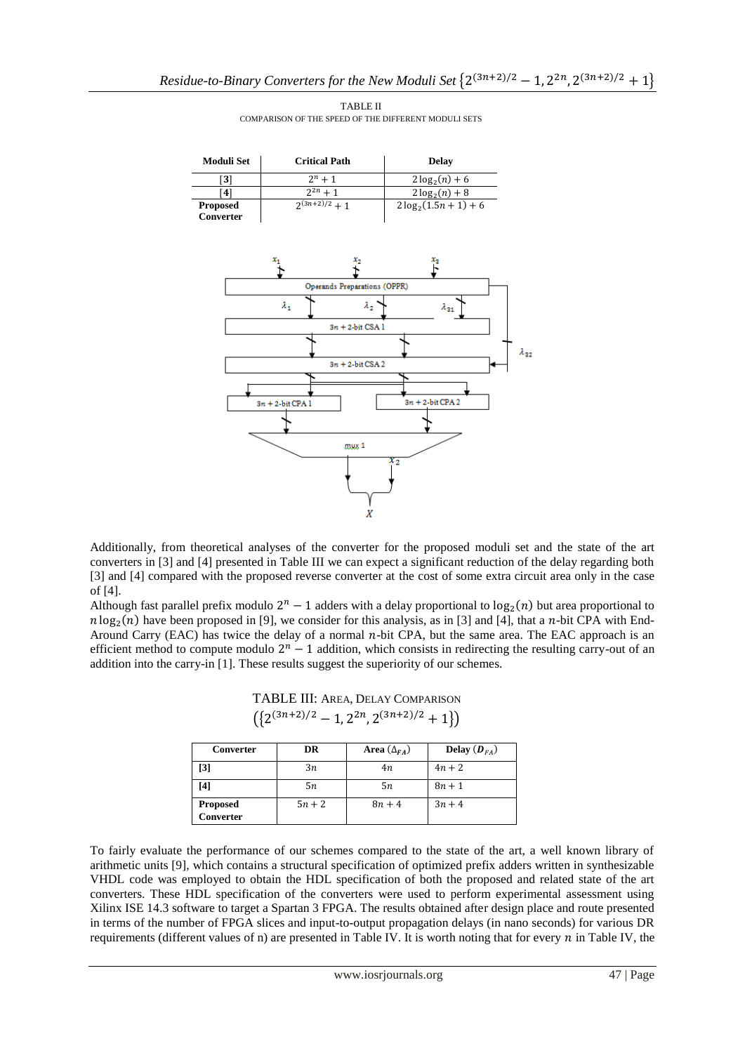TABLE II

COMPARISON OF THE SPEED OF THE DIFFERENT MODULI SETS

| Moduli Set | Critical Path | Delay |
|---|---|---|
| [3] | $2^n+1$ | $2\log_2(n)+6$ |
| [4] | $2^{2n}+1$ | $2\log_2(n)+8$ |
| Proposed Converter | $2^{(3n+2)/2}+1$ | $2\log_2(1.5n+1)+6$ |

Additionally, from theoretical analyses of the converter for the proposed moduli set and the state of the art converters in [3] and [4] presented in Table III we can expect a significant reduction of the delay regarding both [3] and [4] compared with the proposed reverse converter at the cost of some extra circuit area only in the case of [4].

Although fast parallel prefix modulo $2^n-1$ adders with a delay proportional to $\log_2(n)$ but area proportional to $n\log_2(n)$ have been proposed in [9], we consider for this analysis, as in [3] and [4], that a $n$-bit CPA with End-Around Carry (EAC) has twice the delay of a normal $n$-bit CPA, but the same area. The EAC approach is an efficient method to compute modulo $2^n-1$ addition, which consists in redirecting the resulting carry-out of an addition into the carry-in [1]. These results suggest the superiority of our schemes.

TABLE III: AREA, DELAY COMPARISON ($\{2^{(3n+2)/2}-1, 2^{2n}, 2^{(3n+2)/2}+1\}$)

| Converter | DR | Area ($\Delta_{FA}$) | Delay ($D_{FA}$) |
|---|---|---|---|
| [3] | $3n$ | $4n$ | $4n+2$ |
| [4] | $5n$ | $5n$ | $8n+1$ |
| Proposed Converter | $5n+2$ | $8n+4$ | $3n+4$ |

To fairly evaluate the performance of our schemes compared to the state of the art, a well known library of arithmetic units [9], which contains a structural specification of optimized prefix adders written in synthesizable VHDL code was employed to obtain the HDL specification of both the proposed and related state of the art converters. These HDL specification of the converters were used to perform experimental assessment using Xilinx ISE 14.3 software to target a Spartan 3 FPGA. The results obtained after design place and route presented in terms of the number of FPGA slices and input-to-output propagation delays (in nano seconds) for various DR requirements (different values of n) are presented in Table IV. It is worth noting that for every $n$ in Table IV, the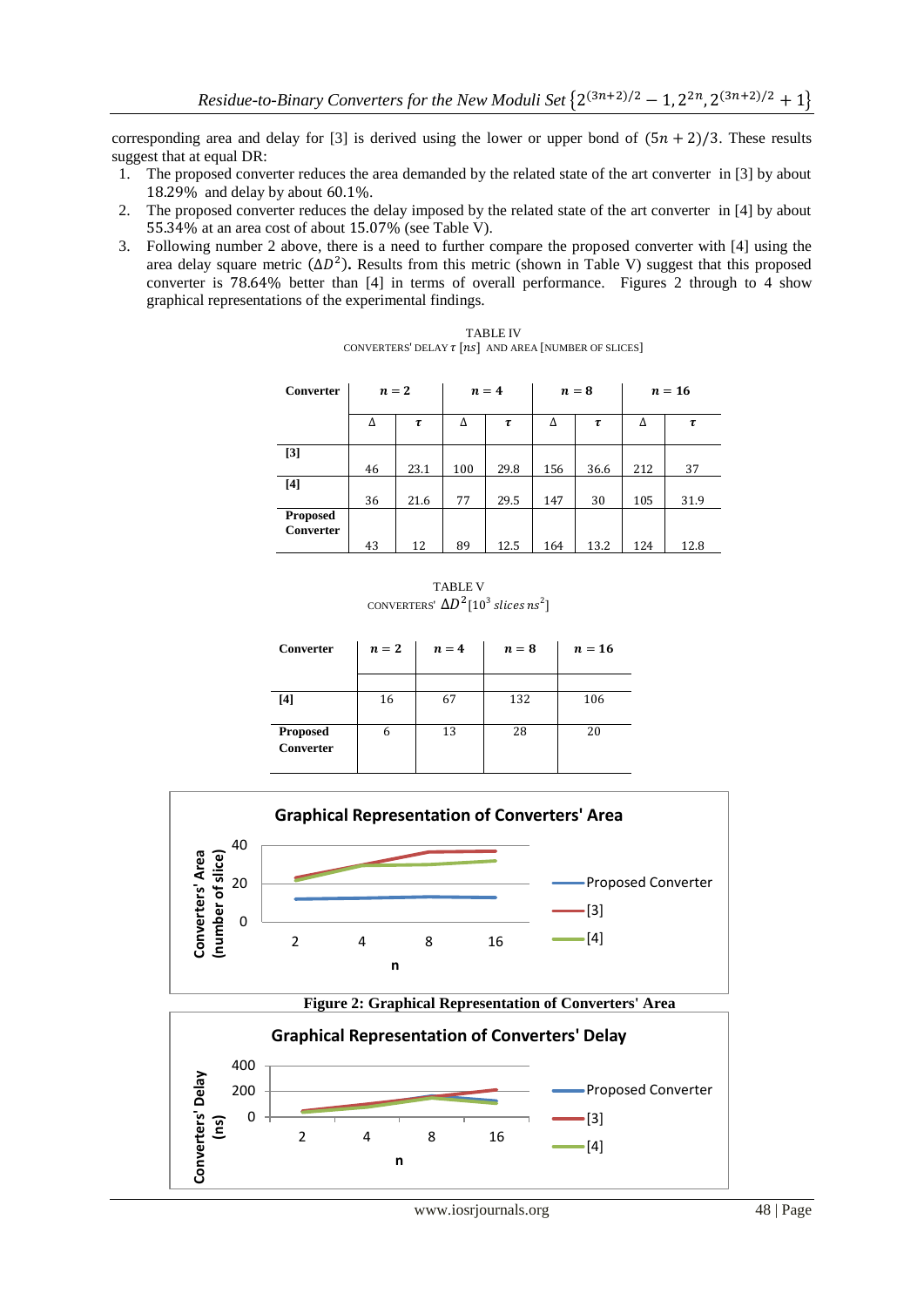corresponding area and delay for [3] is derived using the lower or upper bond of $(5n + 2)/3$. These results suggest that at equal DR:

1. The proposed converter reduces the area demanded by the related state of the art converter in [3] by about 18.29% and delay by about 60.1%.
2. The proposed converter reduces the delay imposed by the related state of the art converter in [4] by about 55.34% at an area cost of about 15.07% (see Table V).
3. Following number 2 above, there is a need to further compare the proposed converter with [4] using the area delay square metric $(\Delta D^2)$. Results from this metric (shown in Table V) suggest that this proposed converter is 78.64% better than [4] in terms of overall performance. Figures 2 through to 4 show graphical representations of the experimental findings.

TABLE IV
CONVERTERS' DELAY $\tau$ $[ns]$ AND AREA [NUMBER OF SLICES]

| Converter | $n = 2$ | | $n = 4$ | | $n = 8$ | | $n = 16$ | |
|---|---|---|---|---|---|---|---|---|
| | $\Delta$ | $\tau$ | $\Delta$ | $\tau$ | $\Delta$ | $\tau$ | $\Delta$ | $\tau$ |
| **[3]** | 46 | 23.1 | 100 | 29.8 | 156 | 36.6 | 212 | 37 |
| **[4]** | 36 | 21.6 | 77 | 29.5 | 147 | 30 | 105 | 31.9 |
| **Proposed Converter** | 43 | 12 | 89 | 12.5 | 164 | 13.2 | 124 | 12.8 |

TABLE V
CONVERTERS' $\Delta D^2[10^3\ slices\ ns^2]$

| Converter | $n = 2$ | $n = 4$ | $n = 8$ | $n = 16$ |
|---|---|---|---|---|
| **[4]** | 16 | 67 | 132 | 106 |
| **Proposed Converter** | 6 | 13 | 28 | 20 |

**Figure 2: Graphical Representation of Converters' Area**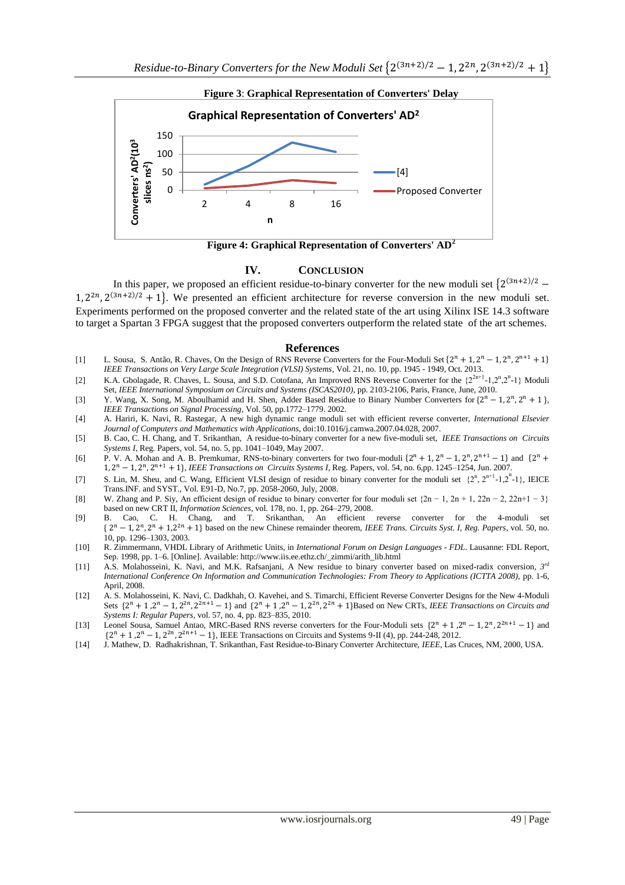**Figure 3**: **Graphical Representation of Converters' Delay**

Graphical Representation of Converters' AD²

150
100
50
0

Converters' AD²(10³ slices ns²)

2
4
8
16

n

[4]
Proposed Converter

**Figure 4: Graphical Representation of Converters' AD²**

## IV. CONCLUSION

In this paper, we proposed an efficient residue-to-binary converter for the new moduli set $\{2^{(3n+2)/2} - 1, 2^{2n}, 2^{(3n+2)/2} + 1\}$. We presented an efficient architecture for reverse conversion in the new moduli set. Experiments performed on the proposed converter and the related state of the art using Xilinx ISE 14.3 software to target a Spartan 3 FPGA suggest that the proposed converters outperform the related state of the art schemes.

## References

[1] L. Sousa, S. Antão, R. Chaves, On the Design of RNS Reverse Converters for the Four-Moduli Set $\{2^n+1, 2^n-1, 2^n, 2^{n+1}+1\}$ *IEEE Transactions on Very Large Scale Integration (VLSI) Systems*, Vol. 21, no. 10, pp. 1945 - 1949, Oct. 2013.

[2] K.A. Gbolagade, R. Chaves, L. Sousa, and S.D. Cotofana, An Improved RNS Reverse Converter for the $\{2^{2n+1}-1, 2^n, 2^n-1\}$ Moduli Set, *IEEE International Symposium on Circuits and Systems (ISCAS2010)*, pp. 2103-2106, Paris, France, June, 2010.

[3] Y. Wang, X. Song, M. Aboulhamid and H. Shen, Adder Based Residue to Binary Number Converters for $\{2^n-1, 2^n, 2^n+1\}$, *IEEE Transactions on Signal Processing*, Vol. 50, pp.1772–1779. 2002.

[4] A. Hariri, K. Navi, R. Rastegar, A new high dynamic range moduli set with efficient reverse converter, *International Elsevier Journal of Computers and Mathematics with Applications*, doi:10.1016/j.camwa.2007.04.028, 2007.

[5] B. Cao, C. H. Chang, and T. Srikanthan, A residue-to-binary converter for a new five-moduli set, *IEEE Transactions on Circuits Systems I*, Reg. Papers, vol. 54, no. 5, pp. 1041–1049, May 2007.

[6] P. V. A. Mohan and A. B. Premkumar, RNS-to-binary converters for two four-moduli $\{2^n+1, 2^n-1, 2^n, 2^{n+1}-1\}$ and $\{2^n+1, 2^n-1, 2^n, 2^{n+1}+1\}$, *IEEE Transactions on Circuits Systems I*, Reg. Papers, vol. 54, no. 6,pp. 1245–1254, Jun. 2007.

[7] S. Lin, M. Sheu, and C. Wang, Efficient VLSI design of residue to binary converter for the moduli set $\{2^n, 2^{n+1}-1, 2^n-1\}$, IEICE Trans.INF. and SYST., Vol. E91-D, No.7, pp. 2058-2060, July, 2008.

[8] W. Zhang and P. Siy, An efficient design of residue to binary converter for four moduli set {2n − 1, 2n + 1, 22n − 2, 22n+1 − 3} based on new CRT II, *Information Sciences*, vol. 178, no. 1, pp. 264–279, 2008.

[9] B. Cao, C. H. Chang, and T. Srikanthan, An efficient reverse converter for the 4-moduli set $\{2^n-1, 2^n, 2^n+1, 2^{2n}+1\}$ based on the new Chinese remainder theorem, *IEEE Trans. Circuits Syst. I, Reg. Papers*, vol. 50, no. 10, pp. 1296–1303, 2003.

[10] R. Zimmermann, VHDL Library of Arithmetic Units, in *International Forum on Design Languages - FDL*. Lausanne: FDL Report, Sep. 1998, pp. 1–6. [Online]. Available: http://www.iis.ee.ethz.ch/_zimmi/arith_lib.html

[11] A.S. Molahosseini, K. Navi, and M.K. Rafsanjani, A New residue to binary converter based on mixed-radix conversion, *3rd International Conference On Information and Communication Technologies: From Theory to Applications (ICTTA 2008)*, pp. 1-6, April, 2008.

[12] A. S. Molahosseini, K. Navi, C. Dadkhah, O. Kavehei, and S. Timarchi, Efficient Reverse Converter Designs for the New 4-Moduli Sets $\{2^n+1, 2^n-1, 2^{2n}, 2^{2n+1}-1\}$ and $\{2^n+1, 2^n-1, 2^{2n}, 2^{2n}+1\}$Based on New CRTs, *IEEE Transactions on Circuits and Systems I: Regular Papers*, vol. 57, no. 4, pp. 823–835, 2010.

[13] Leonel Sousa, Samuel Antao, MRC-Based RNS reverse converters for the Four-Moduli sets $\{2^n+1, 2^n-1, 2^n, 2^{2n+1}-1\}$ and $\{2^n+1, 2^n-1, 2^{2n}, 2^{2n+1}-1\}$, IEEE Transactions on Circuits and Systems 9-II (4), pp. 244-248, 2012.

[14] J. Mathew, D. Radhakrishnan, T. Srikanthan, Fast Residue-to-Binary Converter Architecture, *IEEE*, Las Cruces, NM, 2000, USA.